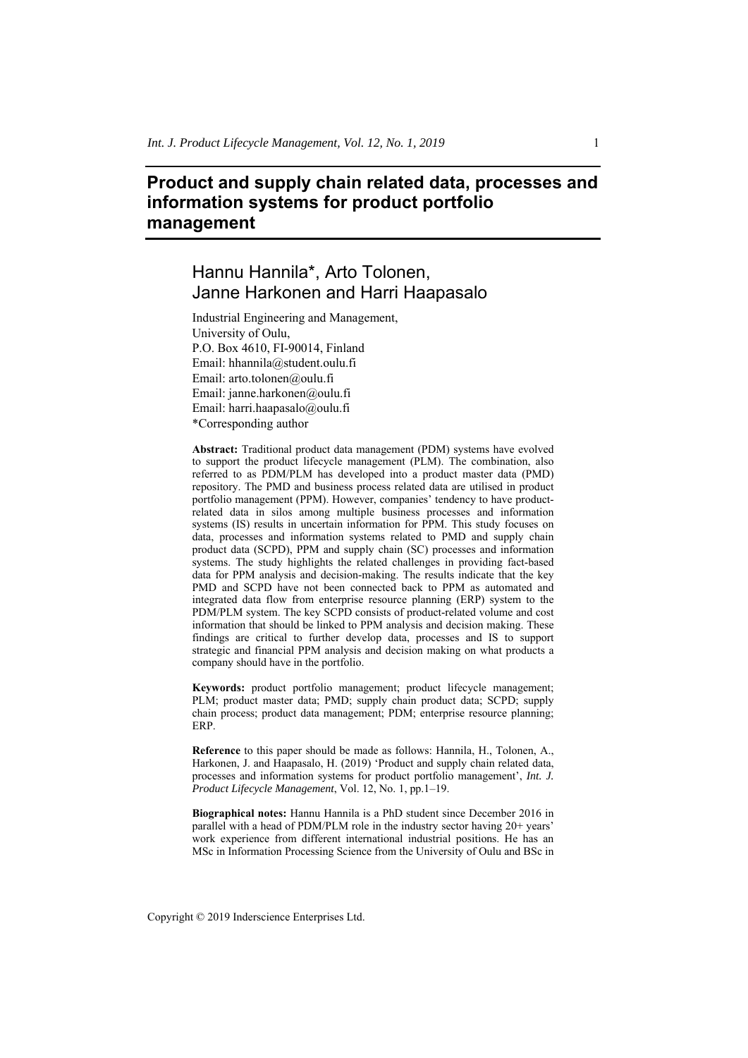# Product and supply chain related data, processes and information systems for product portfolio management

## Hannu Hannila*, Arto Tolonen, Janne Harkonen and Harri Haapasalo

Industrial Engineering and Management,
University of Oulu,
P.O. Box 4610, FI-90014, Finland
Email: hhannila@student.oulu.fi
Email: arto.tolonen@oulu.fi
Email: janne.harkonen@oulu.fi
Email: harri.haapasalo@oulu.fi
*Corresponding author

**Abstract:** Traditional product data management (PDM) systems have evolved to support the product lifecycle management (PLM). The combination, also referred to as PDM/PLM has developed into a product master data (PMD) repository. The PMD and business process related data are utilised in product portfolio management (PPM). However, companies' tendency to have product-related data in silos among multiple business processes and information systems (IS) results in uncertain information for PPM. This study focuses on data, processes and information systems related to PMD and supply chain product data (SCPD), PPM and supply chain (SC) processes and information systems. The study highlights the related challenges in providing fact-based data for PPM analysis and decision-making. The results indicate that the key PMD and SCPD have not been connected back to PPM as automated and integrated data flow from enterprise resource planning (ERP) system to the PDM/PLM system. The key SCPD consists of product-related volume and cost information that should be linked to PPM analysis and decision making. These findings are critical to further develop data, processes and IS to support strategic and financial PPM analysis and decision making on what products a company should have in the portfolio.

**Keywords:** product portfolio management; product lifecycle management; PLM; product master data; PMD; supply chain product data; SCPD; supply chain process; product data management; PDM; enterprise resource planning; ERP.

**Reference** to this paper should be made as follows: Hannila, H., Tolonen, A., Harkonen, J. and Haapasalo, H. (2019) 'Product and supply chain related data, processes and information systems for product portfolio management', *Int. J. Product Lifecycle Management*, Vol. 12, No. 1, pp.1–19.

**Biographical notes:** Hannu Hannila is a PhD student since December 2016 in parallel with a head of PDM/PLM role in the industry sector having 20+ years' work experience from different international industrial positions. He has an MSc in Information Processing Science from the University of Oulu and BSc in

Copyright © 2019 Inderscience Enterprises Ltd.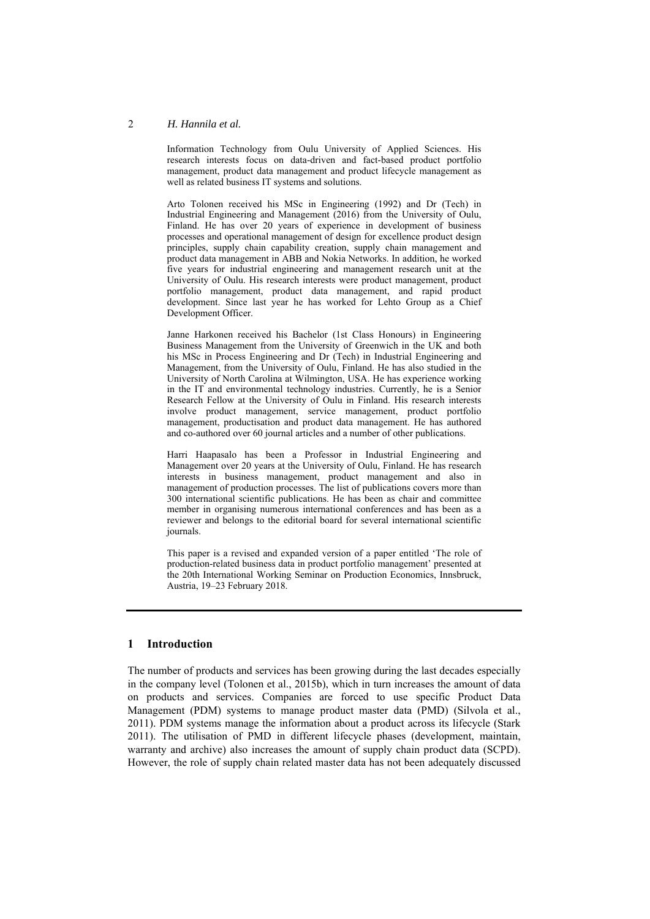Information Technology from Oulu University of Applied Sciences. His research interests focus on data-driven and fact-based product portfolio management, product data management and product lifecycle management as well as related business IT systems and solutions.

Arto Tolonen received his MSc in Engineering (1992) and Dr (Tech) in Industrial Engineering and Management (2016) from the University of Oulu, Finland. He has over 20 years of experience in development of business processes and operational management of design for excellence product design principles, supply chain capability creation, supply chain management and product data management in ABB and Nokia Networks. In addition, he worked five years for industrial engineering and management research unit at the University of Oulu. His research interests were product management, product portfolio management, product data management, and rapid product development. Since last year he has worked for Lehto Group as a Chief Development Officer.

Janne Harkonen received his Bachelor (1st Class Honours) in Engineering Business Management from the University of Greenwich in the UK and both his MSc in Process Engineering and Dr (Tech) in Industrial Engineering and Management, from the University of Oulu, Finland. He has also studied in the University of North Carolina at Wilmington, USA. He has experience working in the IT and environmental technology industries. Currently, he is a Senior Research Fellow at the University of Oulu in Finland. His research interests involve product management, service management, product portfolio management, productisation and product data management. He has authored and co-authored over 60 journal articles and a number of other publications.

Harri Haapasalo has been a Professor in Industrial Engineering and Management over 20 years at the University of Oulu, Finland. He has research interests in business management, product management and also in management of production processes. The list of publications covers more than 300 international scientific publications. He has been as chair and committee member in organising numerous international conferences and has been as a reviewer and belongs to the editorial board for several international scientific journals.

This paper is a revised and expanded version of a paper entitled 'The role of production-related business data in product portfolio management' presented at the 20th International Working Seminar on Production Economics, Innsbruck, Austria, 19–23 February 2018.

## 1 Introduction

The number of products and services has been growing during the last decades especially in the company level (Tolonen et al., 2015b), which in turn increases the amount of data on products and services. Companies are forced to use specific Product Data Management (PDM) systems to manage product master data (PMD) (Silvola et al., 2011). PDM systems manage the information about a product across its lifecycle (Stark 2011). The utilisation of PMD in different lifecycle phases (development, maintain, warranty and archive) also increases the amount of supply chain product data (SCPD). However, the role of supply chain related master data has not been adequately discussed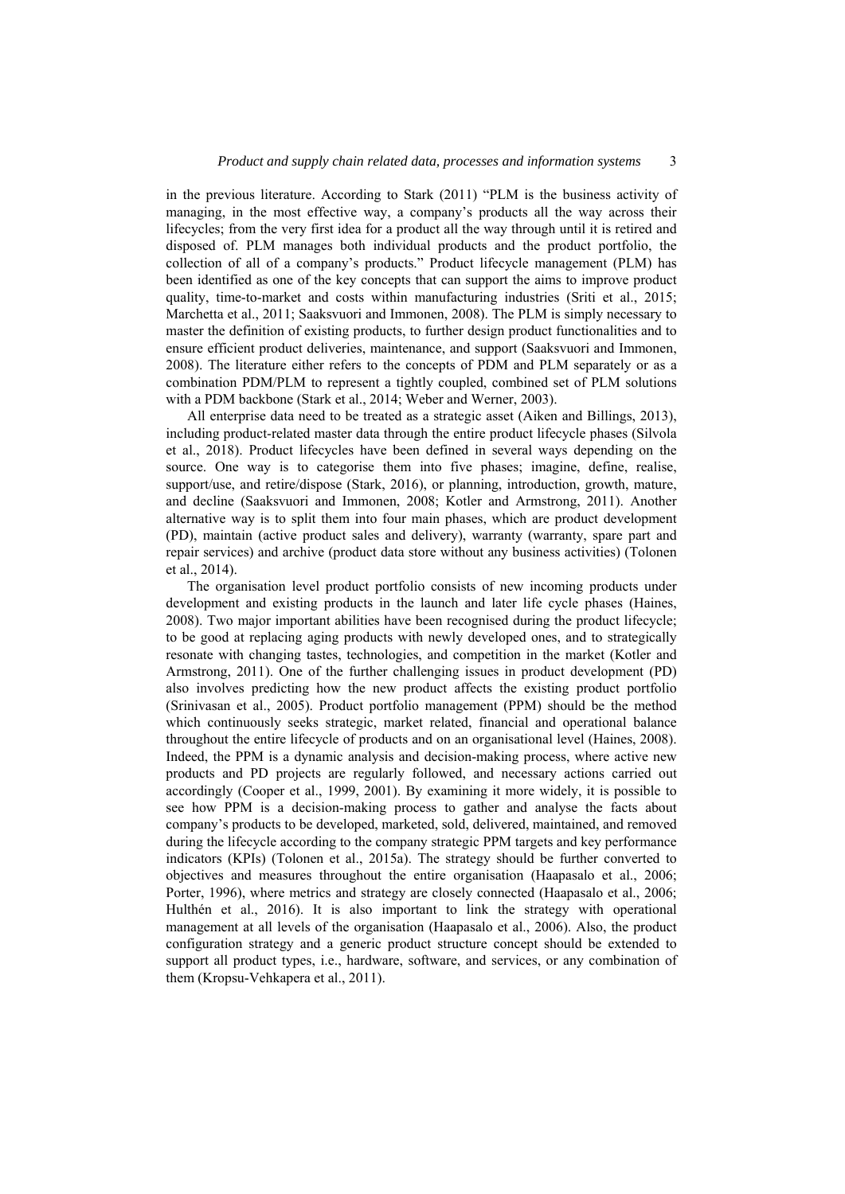in the previous literature. According to Stark (2011) "PLM is the business activity of managing, in the most effective way, a company's products all the way across their lifecycles; from the very first idea for a product all the way through until it is retired and disposed of. PLM manages both individual products and the product portfolio, the collection of all of a company's products." Product lifecycle management (PLM) has been identified as one of the key concepts that can support the aims to improve product quality, time-to-market and costs within manufacturing industries (Sriti et al., 2015; Marchetta et al., 2011; Saaksvuori and Immonen, 2008). The PLM is simply necessary to master the definition of existing products, to further design product functionalities and to ensure efficient product deliveries, maintenance, and support (Saaksvuori and Immonen, 2008). The literature either refers to the concepts of PDM and PLM separately or as a combination PDM/PLM to represent a tightly coupled, combined set of PLM solutions with a PDM backbone (Stark et al., 2014; Weber and Werner, 2003).

All enterprise data need to be treated as a strategic asset (Aiken and Billings, 2013), including product-related master data through the entire product lifecycle phases (Silvola et al., 2018). Product lifecycles have been defined in several ways depending on the source. One way is to categorise them into five phases; imagine, define, realise, support/use, and retire/dispose (Stark, 2016), or planning, introduction, growth, mature, and decline (Saaksvuori and Immonen, 2008; Kotler and Armstrong, 2011). Another alternative way is to split them into four main phases, which are product development (PD), maintain (active product sales and delivery), warranty (warranty, spare part and repair services) and archive (product data store without any business activities) (Tolonen et al., 2014).

The organisation level product portfolio consists of new incoming products under development and existing products in the launch and later life cycle phases (Haines, 2008). Two major important abilities have been recognised during the product lifecycle; to be good at replacing aging products with newly developed ones, and to strategically resonate with changing tastes, technologies, and competition in the market (Kotler and Armstrong, 2011). One of the further challenging issues in product development (PD) also involves predicting how the new product affects the existing product portfolio (Srinivasan et al., 2005). Product portfolio management (PPM) should be the method which continuously seeks strategic, market related, financial and operational balance throughout the entire lifecycle of products and on an organisational level (Haines, 2008). Indeed, the PPM is a dynamic analysis and decision-making process, where active new products and PD projects are regularly followed, and necessary actions carried out accordingly (Cooper et al., 1999, 2001). By examining it more widely, it is possible to see how PPM is a decision-making process to gather and analyse the facts about company's products to be developed, marketed, sold, delivered, maintained, and removed during the lifecycle according to the company strategic PPM targets and key performance indicators (KPIs) (Tolonen et al., 2015a). The strategy should be further converted to objectives and measures throughout the entire organisation (Haapasalo et al., 2006; Porter, 1996), where metrics and strategy are closely connected (Haapasalo et al., 2006; Hulthén et al., 2016). It is also important to link the strategy with operational management at all levels of the organisation (Haapasalo et al., 2006). Also, the product configuration strategy and a generic product structure concept should be extended to support all product types, i.e., hardware, software, and services, or any combination of them (Kropsu-Vehkapera et al., 2011).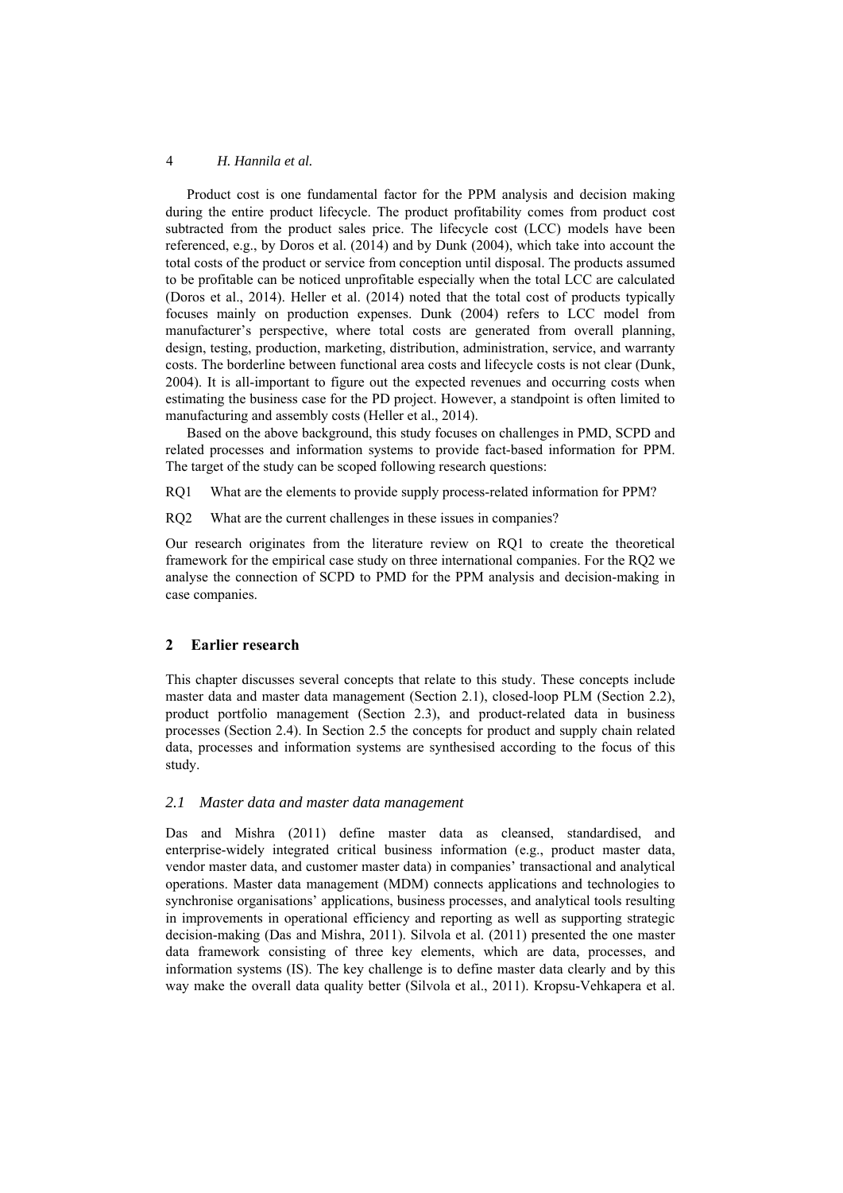Product cost is one fundamental factor for the PPM analysis and decision making during the entire product lifecycle. The product profitability comes from product cost subtracted from the product sales price. The lifecycle cost (LCC) models have been referenced, e.g., by Doros et al. (2014) and by Dunk (2004), which take into account the total costs of the product or service from conception until disposal. The products assumed to be profitable can be noticed unprofitable especially when the total LCC are calculated (Doros et al., 2014). Heller et al. (2014) noted that the total cost of products typically focuses mainly on production expenses. Dunk (2004) refers to LCC model from manufacturer's perspective, where total costs are generated from overall planning, design, testing, production, marketing, distribution, administration, service, and warranty costs. The borderline between functional area costs and lifecycle costs is not clear (Dunk, 2004). It is all-important to figure out the expected revenues and occurring costs when estimating the business case for the PD project. However, a standpoint is often limited to manufacturing and assembly costs (Heller et al., 2014).

Based on the above background, this study focuses on challenges in PMD, SCPD and related processes and information systems to provide fact-based information for PPM. The target of the study can be scoped following research questions:

RQ1 What are the elements to provide supply process-related information for PPM?

RQ2 What are the current challenges in these issues in companies?

Our research originates from the literature review on RQ1 to create the theoretical framework for the empirical case study on three international companies. For the RQ2 we analyse the connection of SCPD to PMD for the PPM analysis and decision-making in case companies.

## 2 Earlier research

This chapter discusses several concepts that relate to this study. These concepts include master data and master data management (Section 2.1), closed-loop PLM (Section 2.2), product portfolio management (Section 2.3), and product-related data in business processes (Section 2.4). In Section 2.5 the concepts for product and supply chain related data, processes and information systems are synthesised according to the focus of this study.

### *2.1 Master data and master data management*

Das and Mishra (2011) define master data as cleansed, standardised, and enterprise-widely integrated critical business information (e.g., product master data, vendor master data, and customer master data) in companies' transactional and analytical operations. Master data management (MDM) connects applications and technologies to synchronise organisations' applications, business processes, and analytical tools resulting in improvements in operational efficiency and reporting as well as supporting strategic decision-making (Das and Mishra, 2011). Silvola et al. (2011) presented the one master data framework consisting of three key elements, which are data, processes, and information systems (IS). The key challenge is to define master data clearly and by this way make the overall data quality better (Silvola et al., 2011). Kropsu-Vehkapera et al.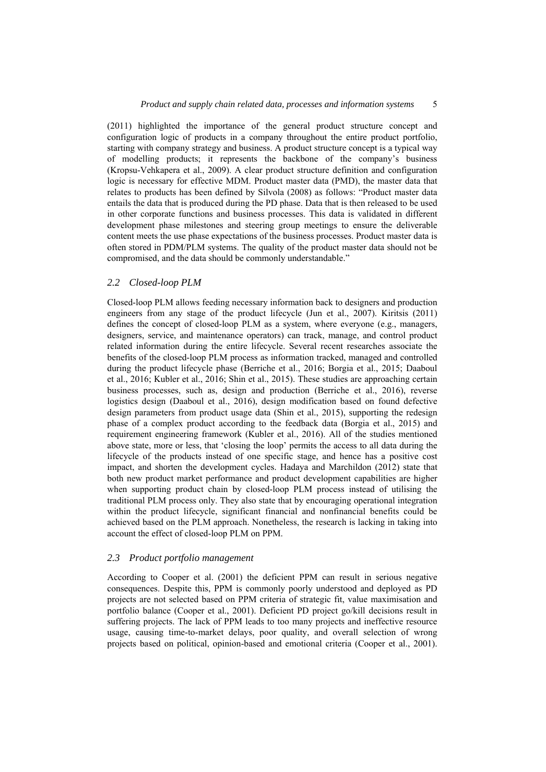(2011) highlighted the importance of the general product structure concept and configuration logic of products in a company throughout the entire product portfolio, starting with company strategy and business. A product structure concept is a typical way of modelling products; it represents the backbone of the company's business (Kropsu-Vehkapera et al., 2009). A clear product structure definition and configuration logic is necessary for effective MDM. Product master data (PMD), the master data that relates to products has been defined by Silvola (2008) as follows: "Product master data entails the data that is produced during the PD phase. Data that is then released to be used in other corporate functions and business processes. This data is validated in different development phase milestones and steering group meetings to ensure the deliverable content meets the use phase expectations of the business processes. Product master data is often stored in PDM/PLM systems. The quality of the product master data should not be compromised, and the data should be commonly understandable."

### *2.2 Closed-loop PLM*

Closed-loop PLM allows feeding necessary information back to designers and production engineers from any stage of the product lifecycle (Jun et al., 2007). Kiritsis (2011) defines the concept of closed-loop PLM as a system, where everyone (e.g., managers, designers, service, and maintenance operators) can track, manage, and control product related information during the entire lifecycle. Several recent researches associate the benefits of the closed-loop PLM process as information tracked, managed and controlled during the product lifecycle phase (Berriche et al., 2016; Borgia et al., 2015; Daaboul et al., 2016; Kubler et al., 2016; Shin et al., 2015). These studies are approaching certain business processes, such as, design and production (Berriche et al., 2016), reverse logistics design (Daaboul et al., 2016), design modification based on found defective design parameters from product usage data (Shin et al., 2015), supporting the redesign phase of a complex product according to the feedback data (Borgia et al., 2015) and requirement engineering framework (Kubler et al., 2016). All of the studies mentioned above state, more or less, that 'closing the loop' permits the access to all data during the lifecycle of the products instead of one specific stage, and hence has a positive cost impact, and shorten the development cycles. Hadaya and Marchildon (2012) state that both new product market performance and product development capabilities are higher when supporting product chain by closed-loop PLM process instead of utilising the traditional PLM process only. They also state that by encouraging operational integration within the product lifecycle, significant financial and nonfinancial benefits could be achieved based on the PLM approach. Nonetheless, the research is lacking in taking into account the effect of closed-loop PLM on PPM.

### *2.3 Product portfolio management*

According to Cooper et al. (2001) the deficient PPM can result in serious negative consequences. Despite this, PPM is commonly poorly understood and deployed as PD projects are not selected based on PPM criteria of strategic fit, value maximisation and portfolio balance (Cooper et al., 2001). Deficient PD project go/kill decisions result in suffering projects. The lack of PPM leads to too many projects and ineffective resource usage, causing time-to-market delays, poor quality, and overall selection of wrong projects based on political, opinion-based and emotional criteria (Cooper et al., 2001).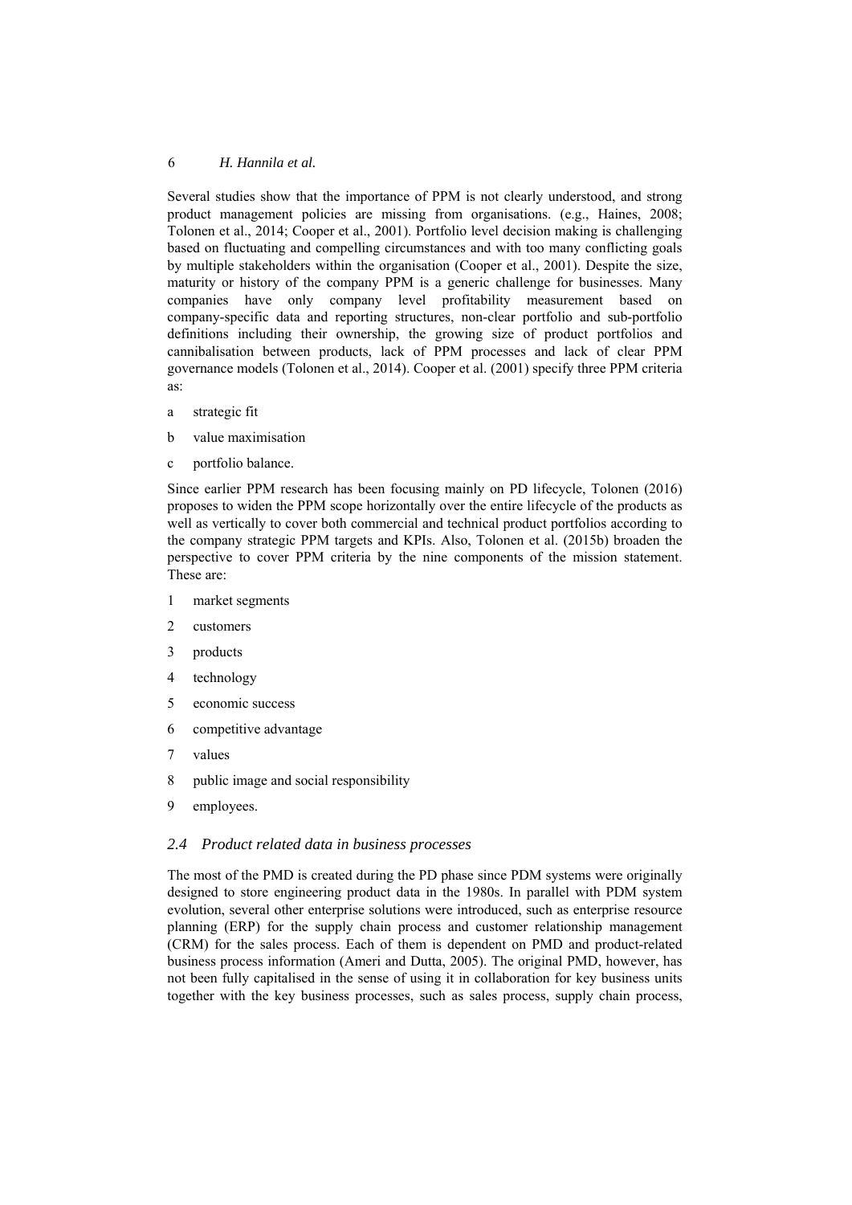Several studies show that the importance of PPM is not clearly understood, and strong product management policies are missing from organisations. (e.g., Haines, 2008; Tolonen et al., 2014; Cooper et al., 2001). Portfolio level decision making is challenging based on fluctuating and compelling circumstances and with too many conflicting goals by multiple stakeholders within the organisation (Cooper et al., 2001). Despite the size, maturity or history of the company PPM is a generic challenge for businesses. Many companies have only company level profitability measurement based on company-specific data and reporting structures, non-clear portfolio and sub-portfolio definitions including their ownership, the growing size of product portfolios and cannibalisation between products, lack of PPM processes and lack of clear PPM governance models (Tolonen et al., 2014). Cooper et al. (2001) specify three PPM criteria as:

a strategic fit

b value maximisation

c portfolio balance.

Since earlier PPM research has been focusing mainly on PD lifecycle, Tolonen (2016) proposes to widen the PPM scope horizontally over the entire lifecycle of the products as well as vertically to cover both commercial and technical product portfolios according to the company strategic PPM targets and KPIs. Also, Tolonen et al. (2015b) broaden the perspective to cover PPM criteria by the nine components of the mission statement. These are:

1. market segments
2. customers
3. products
4. technology
5. economic success
6. competitive advantage
7. values
8. public image and social responsibility
9. employees.

### *2.4 Product related data in business processes*

The most of the PMD is created during the PD phase since PDM systems were originally designed to store engineering product data in the 1980s. In parallel with PDM system evolution, several other enterprise solutions were introduced, such as enterprise resource planning (ERP) for the supply chain process and customer relationship management (CRM) for the sales process. Each of them is dependent on PMD and product-related business process information (Ameri and Dutta, 2005). The original PMD, however, has not been fully capitalised in the sense of using it in collaboration for key business units together with the key business processes, such as sales process, supply chain process,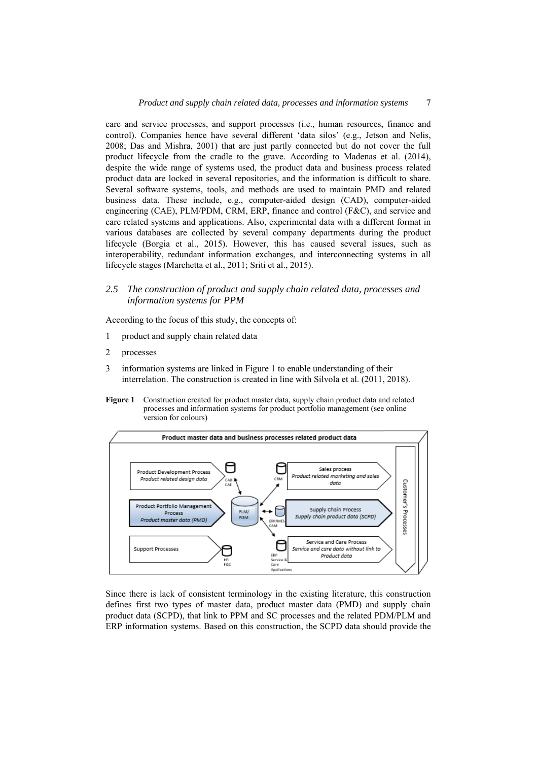care and service processes, and support processes (i.e., human resources, finance and control). Companies hence have several different 'data silos' (e.g., Jetson and Nelis, 2008; Das and Mishra, 2001) that are just partly connected but do not cover the full product lifecycle from the cradle to the grave. According to Madenas et al. (2014), despite the wide range of systems used, the product data and business process related product data are locked in several repositories, and the information is difficult to share. Several software systems, tools, and methods are used to maintain PMD and related business data. These include, e.g., computer-aided design (CAD), computer-aided engineering (CAE), PLM/PDM, CRM, ERP, finance and control (F&C), and service and care related systems and applications. Also, experimental data with a different format in various databases are collected by several company departments during the product lifecycle (Borgia et al., 2015). However, this has caused several issues, such as interoperability, redundant information exchanges, and interconnecting systems in all lifecycle stages (Marchetta et al., 2011; Sriti et al., 2015).

### *2.5 The construction of product and supply chain related data, processes and information systems for PPM*

According to the focus of this study, the concepts of:

1 product and supply chain related data

2 processes

3 information systems are linked in Figure 1 to enable understanding of their interrelation. The construction is created in line with Silvola et al. (2011, 2018).

**Figure 1** Construction created for product master data, supply chain product data and related processes and information systems for product portfolio management (see online version for colours)

Since there is lack of consistent terminology in the existing literature, this construction defines first two types of master data, product master data (PMD) and supply chain product data (SCPD), that link to PPM and SC processes and the related PDM/PLM and ERP information systems. Based on this construction, the SCPD data should provide the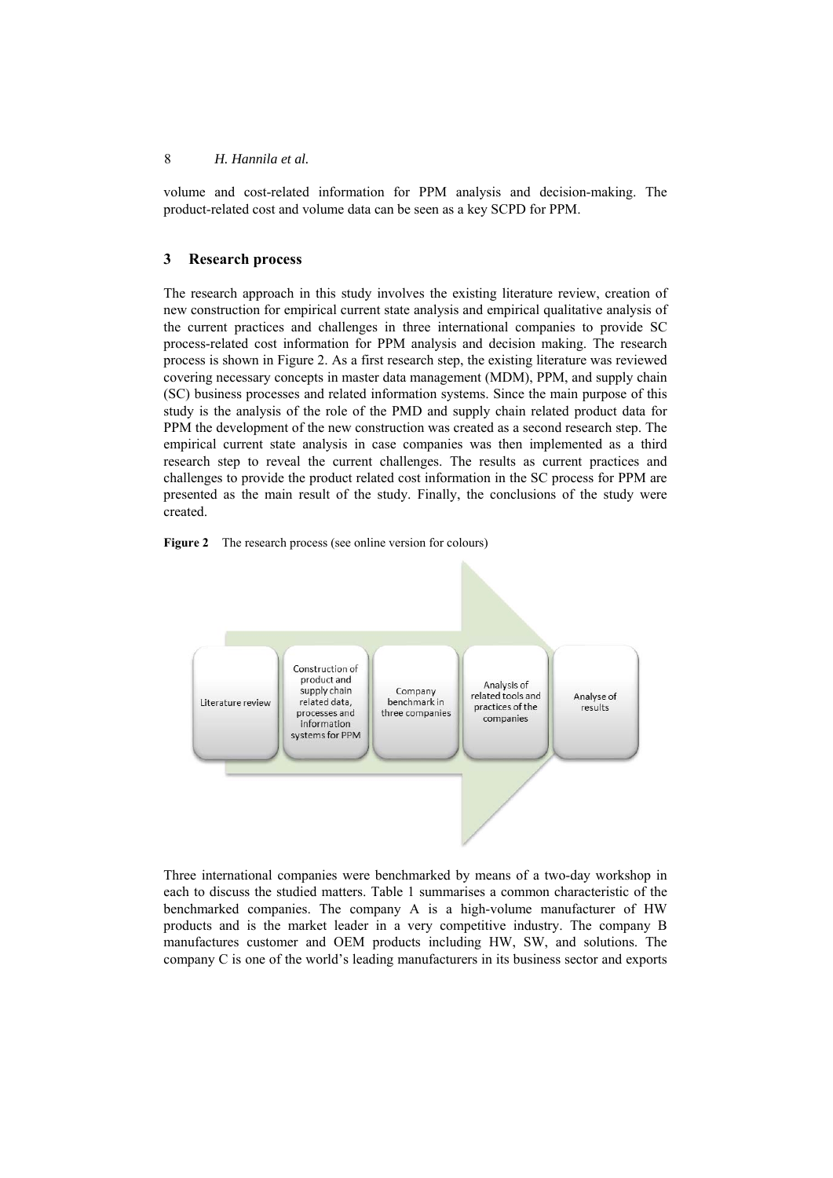volume and cost-related information for PPM analysis and decision-making. The product-related cost and volume data can be seen as a key SCPD for PPM.

## 3 Research process

The research approach in this study involves the existing literature review, creation of new construction for empirical current state analysis and empirical qualitative analysis of the current practices and challenges in three international companies to provide SC process-related cost information for PPM analysis and decision making. The research process is shown in Figure 2. As a first research step, the existing literature was reviewed covering necessary concepts in master data management (MDM), PPM, and supply chain (SC) business processes and related information systems. Since the main purpose of this study is the analysis of the role of the PMD and supply chain related product data for PPM the development of the new construction was created as a second research step. The empirical current state analysis in case companies was then implemented as a third research step to reveal the current challenges. The results as current practices and challenges to provide the product related cost information in the SC process for PPM are presented as the main result of the study. Finally, the conclusions of the study were created.

**Figure 2** The research process (see online version for colours)

Literature review → Construction of product and supply chain related data, processes and information systems for PPM → Company benchmark in three companies → Analysis of related tools and practices of the companies → Analyse of results

Three international companies were benchmarked by means of a two-day workshop in each to discuss the studied matters. Table 1 summarises a common characteristic of the benchmarked companies. The company A is a high-volume manufacturer of HW products and is the market leader in a very competitive industry. The company B manufactures customer and OEM products including HW, SW, and solutions. The company C is one of the world's leading manufacturers in its business sector and exports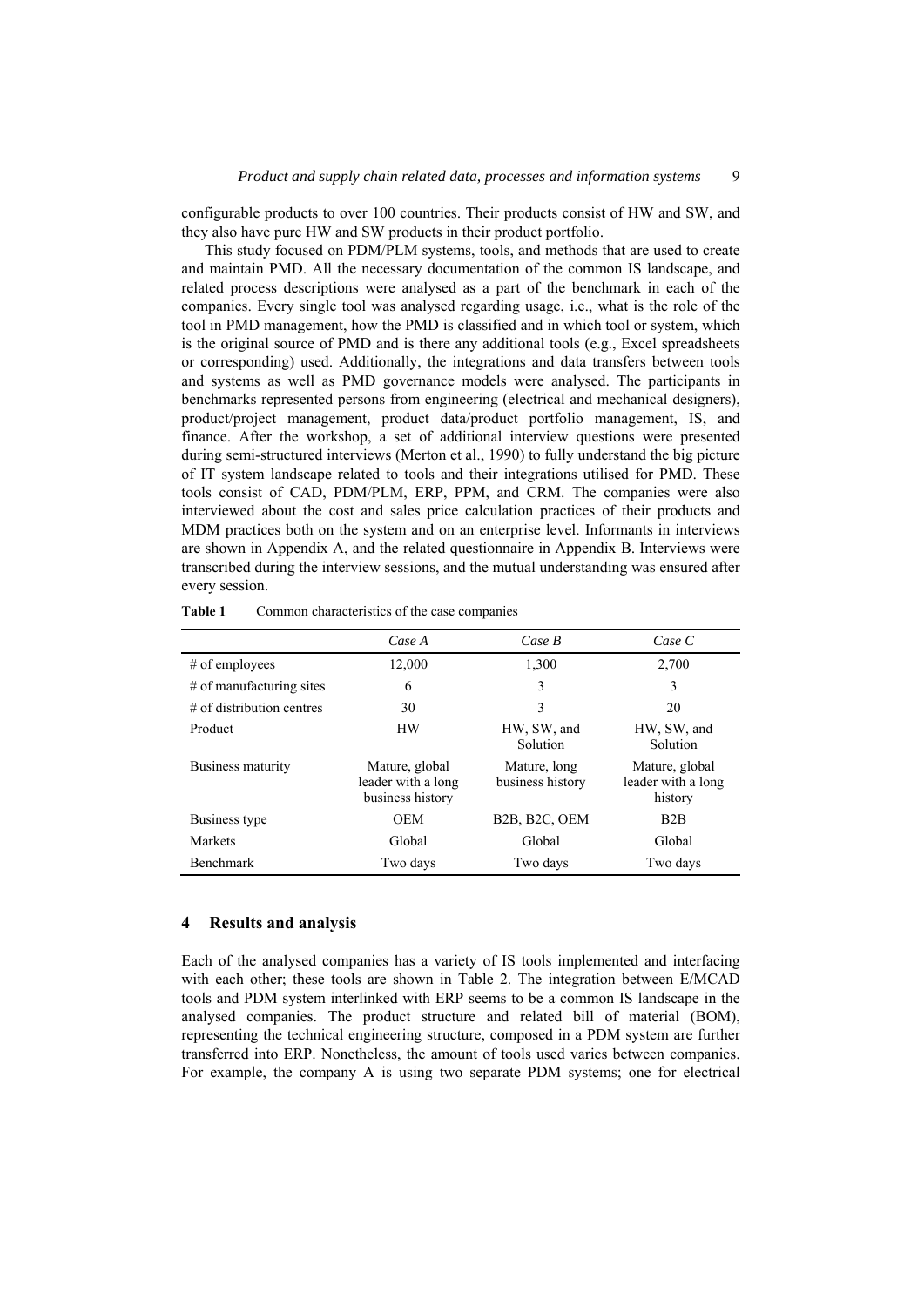configurable products to over 100 countries. Their products consist of HW and SW, and they also have pure HW and SW products in their product portfolio.

This study focused on PDM/PLM systems, tools, and methods that are used to create and maintain PMD. All the necessary documentation of the common IS landscape, and related process descriptions were analysed as a part of the benchmark in each of the companies. Every single tool was analysed regarding usage, i.e., what is the role of the tool in PMD management, how the PMD is classified and in which tool or system, which is the original source of PMD and is there any additional tools (e.g., Excel spreadsheets or corresponding) used. Additionally, the integrations and data transfers between tools and systems as well as PMD governance models were analysed. The participants in benchmarks represented persons from engineering (electrical and mechanical designers), product/project management, product data/product portfolio management, IS, and finance. After the workshop, a set of additional interview questions were presented during semi-structured interviews (Merton et al., 1990) to fully understand the big picture of IT system landscape related to tools and their integrations utilised for PMD. These tools consist of CAD, PDM/PLM, ERP, PPM, and CRM. The companies were also interviewed about the cost and sales price calculation practices of their products and MDM practices both on the system and on an enterprise level. Informants in interviews are shown in Appendix A, and the related questionnaire in Appendix B. Interviews were transcribed during the interview sessions, and the mutual understanding was ensured after every session.

**Table 1** Common characteristics of the case companies

| | *Case A* | *Case B* | *Case C* |
|---|---|---|---|
| # of employees | 12,000 | 1,300 | 2,700 |
| # of manufacturing sites | 6 | 3 | 3 |
| # of distribution centres | 30 | 3 | 20 |
| Product | HW | HW, SW, and Solution | HW, SW, and Solution |
| Business maturity | Mature, global leader with a long business history | Mature, long business history | Mature, global leader with a long history |
| Business type | OEM | B2B, B2C, OEM | B2B |
| Markets | Global | Global | Global |
| Benchmark | Two days | Two days | Two days |

## 4 Results and analysis

Each of the analysed companies has a variety of IS tools implemented and interfacing with each other; these tools are shown in Table 2. The integration between E/MCAD tools and PDM system interlinked with ERP seems to be a common IS landscape in the analysed companies. The product structure and related bill of material (BOM), representing the technical engineering structure, composed in a PDM system are further transferred into ERP. Nonetheless, the amount of tools used varies between companies. For example, the company A is using two separate PDM systems; one for electrical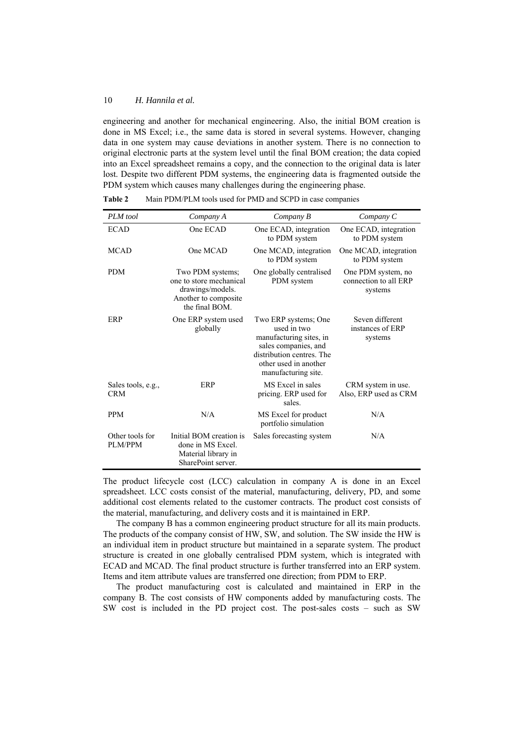engineering and another for mechanical engineering. Also, the initial BOM creation is done in MS Excel; i.e., the same data is stored in several systems. However, changing data in one system may cause deviations in another system. There is no connection to original electronic parts at the system level until the final BOM creation; the data copied into an Excel spreadsheet remains a copy, and the connection to the original data is later lost. Despite two different PDM systems, the engineering data is fragmented outside the PDM system which causes many challenges during the engineering phase.

**Table 2** Main PDM/PLM tools used for PMD and SCPD in case companies

| *PLM tool* | *Company A* | *Company B* | *Company C* |
|---|---|---|---|
| ECAD | One ECAD | One ECAD, integration to PDM system | One ECAD, integration to PDM system |
| MCAD | One MCAD | One MCAD, integration to PDM system | One MCAD, integration to PDM system |
| PDM | Two PDM systems; one to store mechanical drawings/models. Another to composite the final BOM. | One globally centralised PDM system | One PDM system, no connection to all ERP systems |
| ERP | One ERP system used globally | Two ERP systems; One used in two manufacturing sites, in sales companies, and distribution centres. The other used in another manufacturing site. | Seven different instances of ERP systems |
| Sales tools, e.g., CRM | ERP | MS Excel in sales pricing. ERP used for sales. | CRM system in use. Also, ERP used as CRM |
| PPM | N/A | MS Excel for product portfolio simulation | N/A |
| Other tools for PLM/PPM | Initial BOM creation is done in MS Excel. Material library in SharePoint server. | Sales forecasting system | N/A |

The product lifecycle cost (LCC) calculation in company A is done in an Excel spreadsheet. LCC costs consist of the material, manufacturing, delivery, PD, and some additional cost elements related to the customer contracts. The product cost consists of the material, manufacturing, and delivery costs and it is maintained in ERP.

The company B has a common engineering product structure for all its main products. The products of the company consist of HW, SW, and solution. The SW inside the HW is an individual item in product structure but maintained in a separate system. The product structure is created in one globally centralised PDM system, which is integrated with ECAD and MCAD. The final product structure is further transferred into an ERP system. Items and item attribute values are transferred one direction; from PDM to ERP.

The product manufacturing cost is calculated and maintained in ERP in the company B. The cost consists of HW components added by manufacturing costs. The SW cost is included in the PD project cost. The post-sales costs – such as SW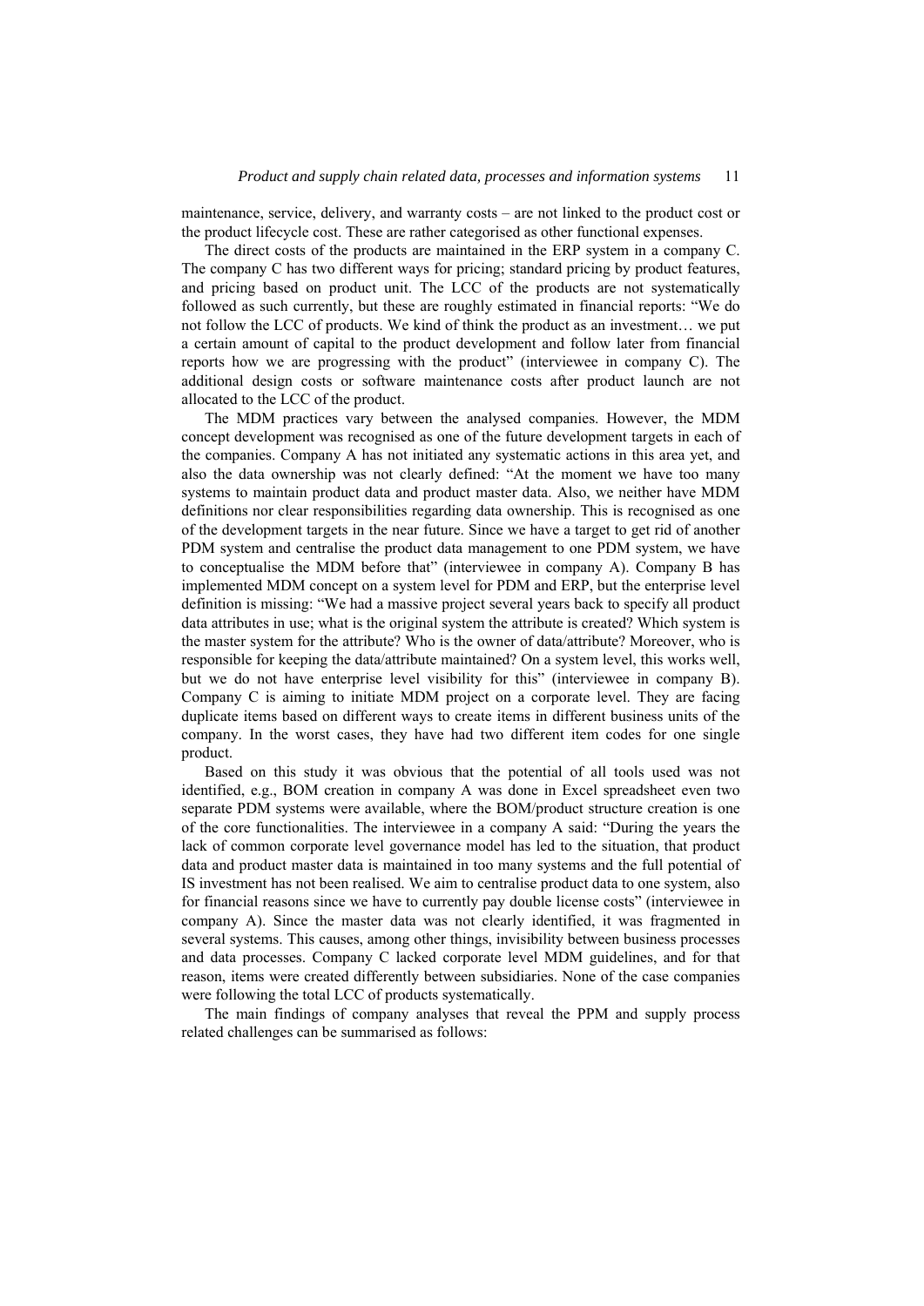maintenance, service, delivery, and warranty costs – are not linked to the product cost or the product lifecycle cost. These are rather categorised as other functional expenses.

The direct costs of the products are maintained in the ERP system in a company C. The company C has two different ways for pricing; standard pricing by product features, and pricing based on product unit. The LCC of the products are not systematically followed as such currently, but these are roughly estimated in financial reports: "We do not follow the LCC of products. We kind of think the product as an investment… we put a certain amount of capital to the product development and follow later from financial reports how we are progressing with the product" (interviewee in company C). The additional design costs or software maintenance costs after product launch are not allocated to the LCC of the product.

The MDM practices vary between the analysed companies. However, the MDM concept development was recognised as one of the future development targets in each of the companies. Company A has not initiated any systematic actions in this area yet, and also the data ownership was not clearly defined: "At the moment we have too many systems to maintain product data and product master data. Also, we neither have MDM definitions nor clear responsibilities regarding data ownership. This is recognised as one of the development targets in the near future. Since we have a target to get rid of another PDM system and centralise the product data management to one PDM system, we have to conceptualise the MDM before that" (interviewee in company A). Company B has implemented MDM concept on a system level for PDM and ERP, but the enterprise level definition is missing: "We had a massive project several years back to specify all product data attributes in use; what is the original system the attribute is created? Which system is the master system for the attribute? Who is the owner of data/attribute? Moreover, who is responsible for keeping the data/attribute maintained? On a system level, this works well, but we do not have enterprise level visibility for this" (interviewee in company B). Company C is aiming to initiate MDM project on a corporate level. They are facing duplicate items based on different ways to create items in different business units of the company. In the worst cases, they have had two different item codes for one single product.

Based on this study it was obvious that the potential of all tools used was not identified, e.g., BOM creation in company A was done in Excel spreadsheet even two separate PDM systems were available, where the BOM/product structure creation is one of the core functionalities. The interviewee in a company A said: "During the years the lack of common corporate level governance model has led to the situation, that product data and product master data is maintained in too many systems and the full potential of IS investment has not been realised. We aim to centralise product data to one system, also for financial reasons since we have to currently pay double license costs" (interviewee in company A). Since the master data was not clearly identified, it was fragmented in several systems. This causes, among other things, invisibility between business processes and data processes. Company C lacked corporate level MDM guidelines, and for that reason, items were created differently between subsidiaries. None of the case companies were following the total LCC of products systematically.

The main findings of company analyses that reveal the PPM and supply process related challenges can be summarised as follows: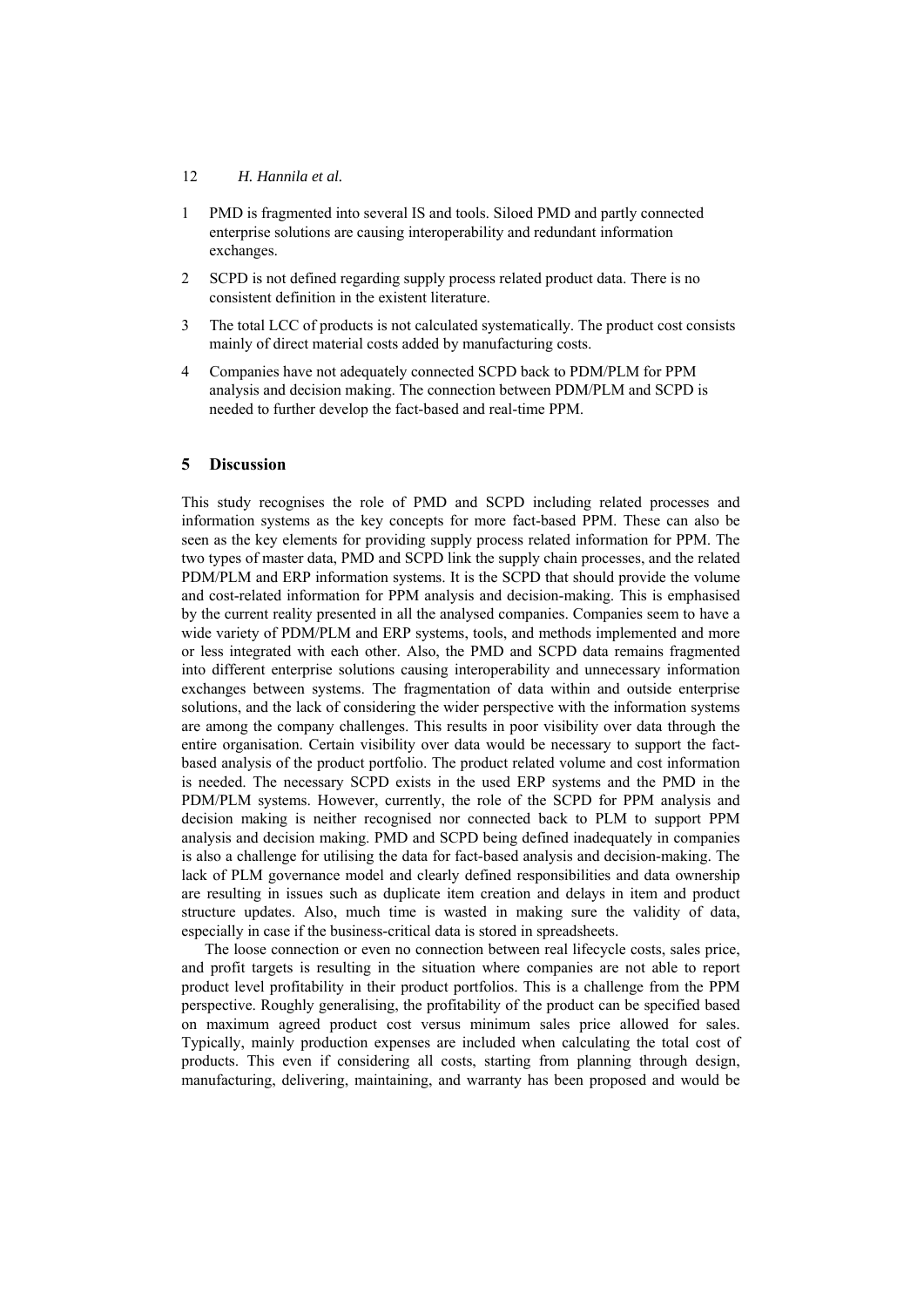1 PMD is fragmented into several IS and tools. Siloed PMD and partly connected enterprise solutions are causing interoperability and redundant information exchanges.

2 SCPD is not defined regarding supply process related product data. There is no consistent definition in the existent literature.

3 The total LCC of products is not calculated systematically. The product cost consists mainly of direct material costs added by manufacturing costs.

4 Companies have not adequately connected SCPD back to PDM/PLM for PPM analysis and decision making. The connection between PDM/PLM and SCPD is needed to further develop the fact-based and real-time PPM.

## 5 Discussion

This study recognises the role of PMD and SCPD including related processes and information systems as the key concepts for more fact-based PPM. These can also be seen as the key elements for providing supply process related information for PPM. The two types of master data, PMD and SCPD link the supply chain processes, and the related PDM/PLM and ERP information systems. It is the SCPD that should provide the volume and cost-related information for PPM analysis and decision-making. This is emphasised by the current reality presented in all the analysed companies. Companies seem to have a wide variety of PDM/PLM and ERP systems, tools, and methods implemented and more or less integrated with each other. Also, the PMD and SCPD data remains fragmented into different enterprise solutions causing interoperability and unnecessary information exchanges between systems. The fragmentation of data within and outside enterprise solutions, and the lack of considering the wider perspective with the information systems are among the company challenges. This results in poor visibility over data through the entire organisation. Certain visibility over data would be necessary to support the fact-based analysis of the product portfolio. The product related volume and cost information is needed. The necessary SCPD exists in the used ERP systems and the PMD in the PDM/PLM systems. However, currently, the role of the SCPD for PPM analysis and decision making is neither recognised nor connected back to PLM to support PPM analysis and decision making. PMD and SCPD being defined inadequately in companies is also a challenge for utilising the data for fact-based analysis and decision-making. The lack of PLM governance model and clearly defined responsibilities and data ownership are resulting in issues such as duplicate item creation and delays in item and product structure updates. Also, much time is wasted in making sure the validity of data, especially in case if the business-critical data is stored in spreadsheets.

The loose connection or even no connection between real lifecycle costs, sales price, and profit targets is resulting in the situation where companies are not able to report product level profitability in their product portfolios. This is a challenge from the PPM perspective. Roughly generalising, the profitability of the product can be specified based on maximum agreed product cost versus minimum sales price allowed for sales. Typically, mainly production expenses are included when calculating the total cost of products. This even if considering all costs, starting from planning through design, manufacturing, delivering, maintaining, and warranty has been proposed and would be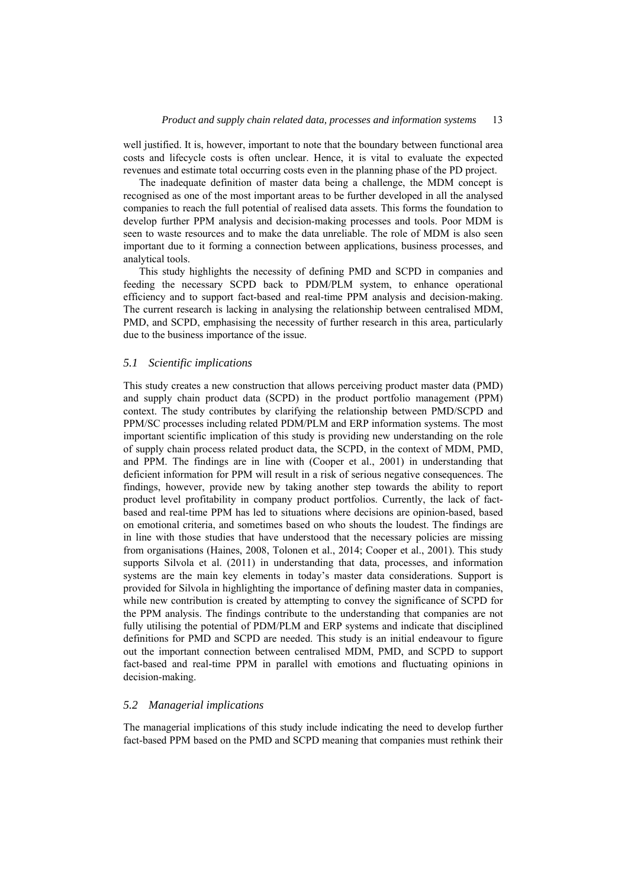well justified. It is, however, important to note that the boundary between functional area costs and lifecycle costs is often unclear. Hence, it is vital to evaluate the expected revenues and estimate total occurring costs even in the planning phase of the PD project.

The inadequate definition of master data being a challenge, the MDM concept is recognised as one of the most important areas to be further developed in all the analysed companies to reach the full potential of realised data assets. This forms the foundation to develop further PPM analysis and decision-making processes and tools. Poor MDM is seen to waste resources and to make the data unreliable. The role of MDM is also seen important due to it forming a connection between applications, business processes, and analytical tools.

This study highlights the necessity of defining PMD and SCPD in companies and feeding the necessary SCPD back to PDM/PLM system, to enhance operational efficiency and to support fact-based and real-time PPM analysis and decision-making. The current research is lacking in analysing the relationship between centralised MDM, PMD, and SCPD, emphasising the necessity of further research in this area, particularly due to the business importance of the issue.

### *5.1 Scientific implications*

This study creates a new construction that allows perceiving product master data (PMD) and supply chain product data (SCPD) in the product portfolio management (PPM) context. The study contributes by clarifying the relationship between PMD/SCPD and PPM/SC processes including related PDM/PLM and ERP information systems. The most important scientific implication of this study is providing new understanding on the role of supply chain process related product data, the SCPD, in the context of MDM, PMD, and PPM. The findings are in line with (Cooper et al., 2001) in understanding that deficient information for PPM will result in a risk of serious negative consequences. The findings, however, provide new by taking another step towards the ability to report product level profitability in company product portfolios. Currently, the lack of fact-based and real-time PPM has led to situations where decisions are opinion-based, based on emotional criteria, and sometimes based on who shouts the loudest. The findings are in line with those studies that have understood that the necessary policies are missing from organisations (Haines, 2008, Tolonen et al., 2014; Cooper et al., 2001). This study supports Silvola et al. (2011) in understanding that data, processes, and information systems are the main key elements in today's master data considerations. Support is provided for Silvola in highlighting the importance of defining master data in companies, while new contribution is created by attempting to convey the significance of SCPD for the PPM analysis. The findings contribute to the understanding that companies are not fully utilising the potential of PDM/PLM and ERP systems and indicate that disciplined definitions for PMD and SCPD are needed. This study is an initial endeavour to figure out the important connection between centralised MDM, PMD, and SCPD to support fact-based and real-time PPM in parallel with emotions and fluctuating opinions in decision-making.

### *5.2 Managerial implications*

The managerial implications of this study include indicating the need to develop further fact-based PPM based on the PMD and SCPD meaning that companies must rethink their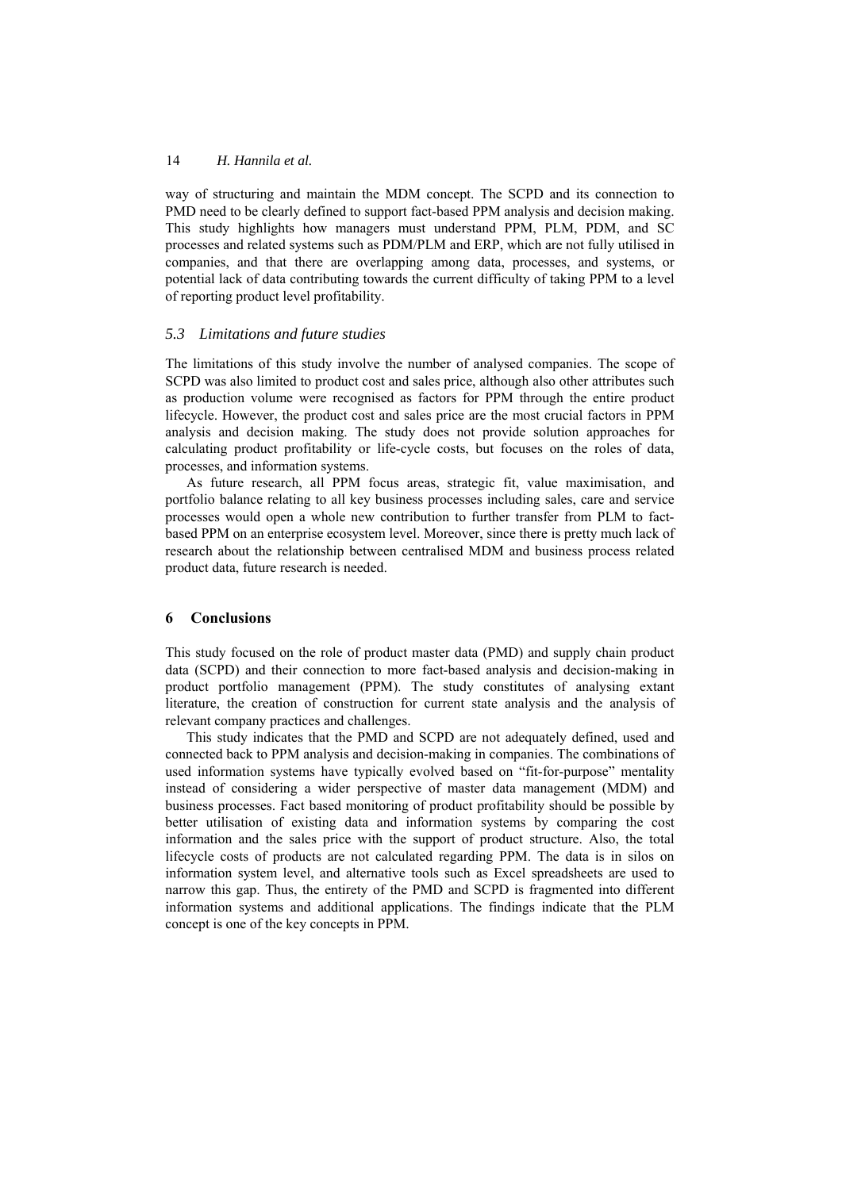way of structuring and maintain the MDM concept. The SCPD and its connection to PMD need to be clearly defined to support fact-based PPM analysis and decision making. This study highlights how managers must understand PPM, PLM, PDM, and SC processes and related systems such as PDM/PLM and ERP, which are not fully utilised in companies, and that there are overlapping among data, processes, and systems, or potential lack of data contributing towards the current difficulty of taking PPM to a level of reporting product level profitability.

### *5.3 Limitations and future studies*

The limitations of this study involve the number of analysed companies. The scope of SCPD was also limited to product cost and sales price, although also other attributes such as production volume were recognised as factors for PPM through the entire product lifecycle. However, the product cost and sales price are the most crucial factors in PPM analysis and decision making. The study does not provide solution approaches for calculating product profitability or life-cycle costs, but focuses on the roles of data, processes, and information systems.

As future research, all PPM focus areas, strategic fit, value maximisation, and portfolio balance relating to all key business processes including sales, care and service processes would open a whole new contribution to further transfer from PLM to fact-based PPM on an enterprise ecosystem level. Moreover, since there is pretty much lack of research about the relationship between centralised MDM and business process related product data, future research is needed.

## 6 Conclusions

This study focused on the role of product master data (PMD) and supply chain product data (SCPD) and their connection to more fact-based analysis and decision-making in product portfolio management (PPM). The study constitutes of analysing extant literature, the creation of construction for current state analysis and the analysis of relevant company practices and challenges.

This study indicates that the PMD and SCPD are not adequately defined, used and connected back to PPM analysis and decision-making in companies. The combinations of used information systems have typically evolved based on "fit-for-purpose" mentality instead of considering a wider perspective of master data management (MDM) and business processes. Fact based monitoring of product profitability should be possible by better utilisation of existing data and information systems by comparing the cost information and the sales price with the support of product structure. Also, the total lifecycle costs of products are not calculated regarding PPM. The data is in silos on information system level, and alternative tools such as Excel spreadsheets are used to narrow this gap. Thus, the entirety of the PMD and SCPD is fragmented into different information systems and additional applications. The findings indicate that the PLM concept is one of the key concepts in PPM.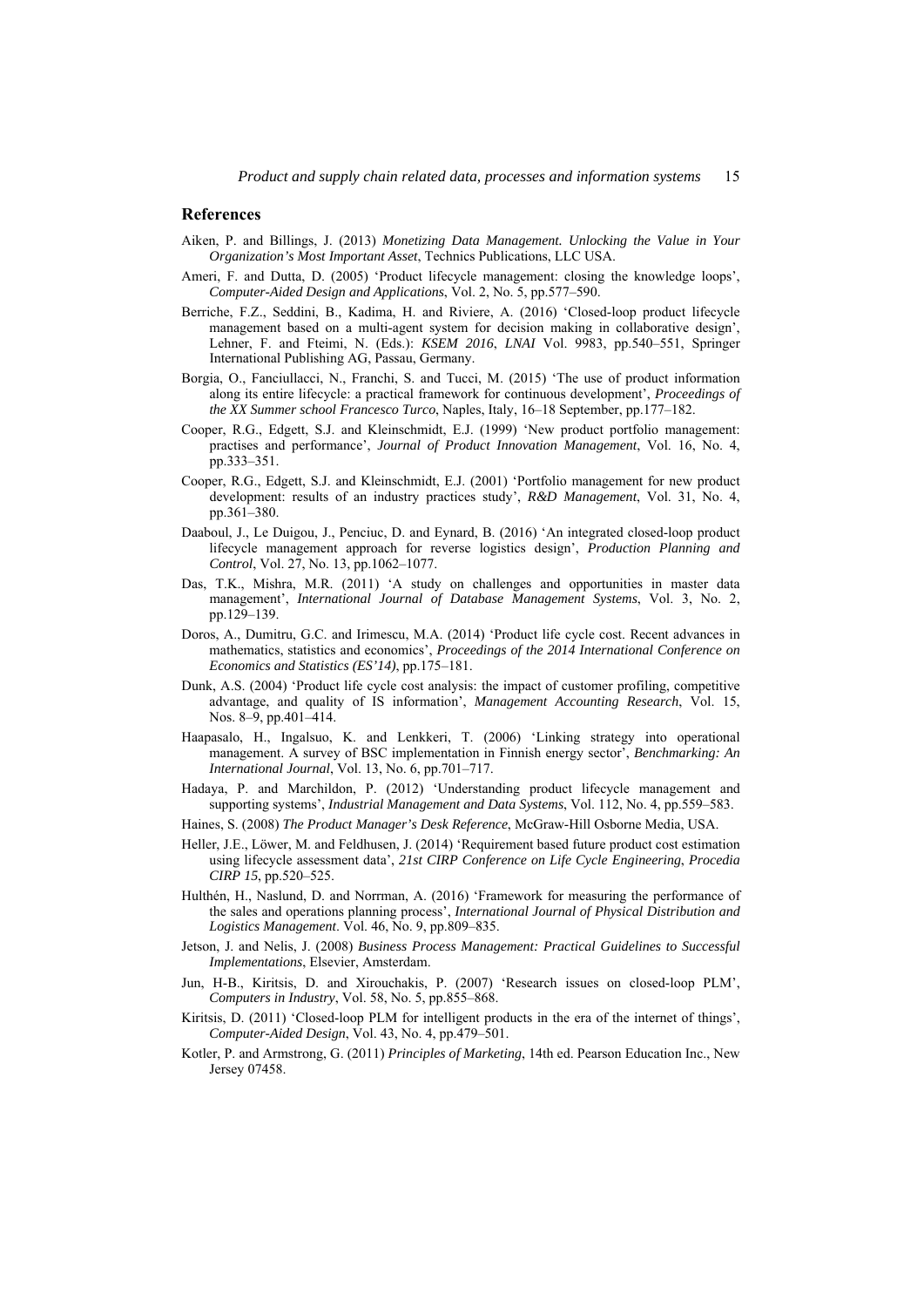## References

Aiken, P. and Billings, J. (2013) *Monetizing Data Management. Unlocking the Value in Your Organization's Most Important Asset*, Technics Publications, LLC USA.

Ameri, F. and Dutta, D. (2005) 'Product lifecycle management: closing the knowledge loops', *Computer-Aided Design and Applications*, Vol. 2, No. 5, pp.577–590.

Berriche, F.Z., Seddini, B., Kadima, H. and Riviere, A. (2016) 'Closed-loop product lifecycle management based on a multi-agent system for decision making in collaborative design', Lehner, F. and Fteimi, N. (Eds.): *KSEM 2016*, *LNAI* Vol. 9983, pp.540–551, Springer International Publishing AG, Passau, Germany.

Borgia, O., Fanciullacci, N., Franchi, S. and Tucci, M. (2015) 'The use of product information along its entire lifecycle: a practical framework for continuous development', *Proceedings of the XX Summer school Francesco Turco*, Naples, Italy, 16–18 September, pp.177–182.

Cooper, R.G., Edgett, S.J. and Kleinschmidt, E.J. (1999) 'New product portfolio management: practises and performance', *Journal of Product Innovation Management*, Vol. 16, No. 4, pp.333–351.

Cooper, R.G., Edgett, S.J. and Kleinschmidt, E.J. (2001) 'Portfolio management for new product development: results of an industry practices study', *R&D Management*, Vol. 31, No. 4, pp.361–380.

Daaboul, J., Le Duigou, J., Penciuc, D. and Eynard, B. (2016) 'An integrated closed-loop product lifecycle management approach for reverse logistics design', *Production Planning and Control*, Vol. 27, No. 13, pp.1062–1077.

Das, T.K., Mishra, M.R. (2011) 'A study on challenges and opportunities in master data management', *International Journal of Database Management Systems*, Vol. 3, No. 2, pp.129–139.

Doros, A., Dumitru, G.C. and Irimescu, M.A. (2014) 'Product life cycle cost. Recent advances in mathematics, statistics and economics', *Proceedings of the 2014 International Conference on Economics and Statistics (ES'14)*, pp.175–181.

Dunk, A.S. (2004) 'Product life cycle cost analysis: the impact of customer profiling, competitive advantage, and quality of IS information', *Management Accounting Research*, Vol. 15, Nos. 8–9, pp.401–414.

Haapasalo, H., Ingalsuo, K. and Lenkkeri, T. (2006) 'Linking strategy into operational management. A survey of BSC implementation in Finnish energy sector', *Benchmarking: An International Journal*, Vol. 13, No. 6, pp.701–717.

Hadaya, P. and Marchildon, P. (2012) 'Understanding product lifecycle management and supporting systems', *Industrial Management and Data Systems*, Vol. 112, No. 4, pp.559–583.

Haines, S. (2008) *The Product Manager's Desk Reference*, McGraw-Hill Osborne Media, USA.

Heller, J.E., Löwer, M. and Feldhusen, J. (2014) 'Requirement based future product cost estimation using lifecycle assessment data', *21st CIRP Conference on Life Cycle Engineering*, *Procedia CIRP 15*, pp.520–525.

Hulthén, H., Naslund, D. and Norrman, A. (2016) 'Framework for measuring the performance of the sales and operations planning process', *International Journal of Physical Distribution and Logistics Management*. Vol. 46, No. 9, pp.809–835.

Jetson, J. and Nelis, J. (2008) *Business Process Management: Practical Guidelines to Successful Implementations*, Elsevier, Amsterdam.

Jun, H-B., Kiritsis, D. and Xirouchakis, P. (2007) 'Research issues on closed-loop PLM', *Computers in Industry*, Vol. 58, No. 5, pp.855–868.

Kiritsis, D. (2011) 'Closed-loop PLM for intelligent products in the era of the internet of things', *Computer-Aided Design*, Vol. 43, No. 4, pp.479–501.

Kotler, P. and Armstrong, G. (2011) *Principles of Marketing*, 14th ed. Pearson Education Inc., New Jersey 07458.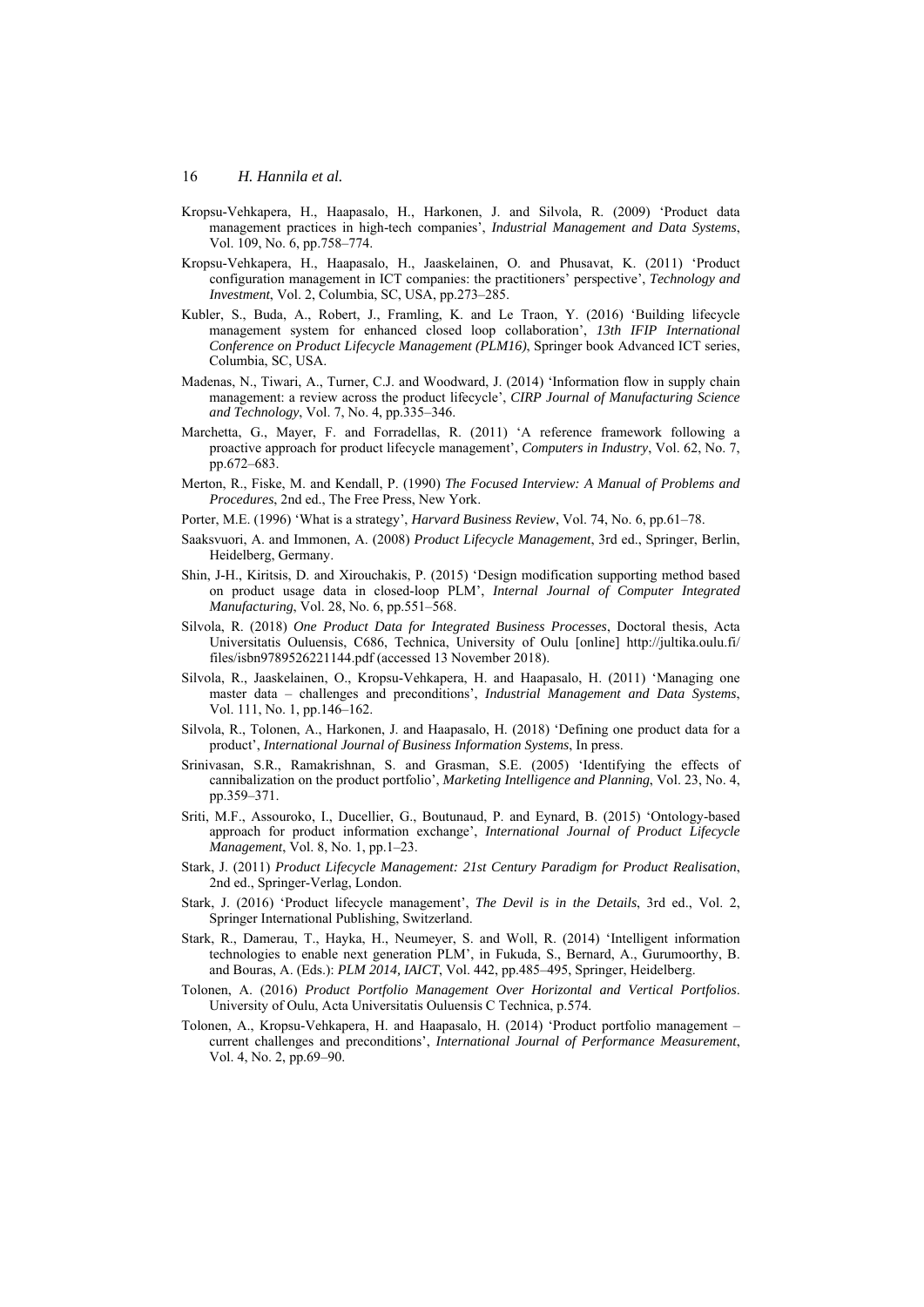Kropsu-Vehkapera, H., Haapasalo, H., Harkonen, J. and Silvola, R. (2009) 'Product data management practices in high-tech companies', *Industrial Management and Data Systems*, Vol. 109, No. 6, pp.758–774.

Kropsu-Vehkapera, H., Haapasalo, H., Jaaskelainen, O. and Phusavat, K. (2011) 'Product configuration management in ICT companies: the practitioners' perspective', *Technology and Investment*, Vol. 2, Columbia, SC, USA, pp.273–285.

Kubler, S., Buda, A., Robert, J., Framling, K. and Le Traon, Y. (2016) 'Building lifecycle management system for enhanced closed loop collaboration', *13th IFIP International Conference on Product Lifecycle Management (PLM16)*, Springer book Advanced ICT series, Columbia, SC, USA.

Madenas, N., Tiwari, A., Turner, C.J. and Woodward, J. (2014) 'Information flow in supply chain management: a review across the product lifecycle', *CIRP Journal of Manufacturing Science and Technology*, Vol. 7, No. 4, pp.335–346.

Marchetta, G., Mayer, F. and Forradellas, R. (2011) 'A reference framework following a proactive approach for product lifecycle management', *Computers in Industry*, Vol. 62, No. 7, pp.672–683.

Merton, R., Fiske, M. and Kendall, P. (1990) *The Focused Interview: A Manual of Problems and Procedures*, 2nd ed., The Free Press, New York.

Porter, M.E. (1996) 'What is a strategy', *Harvard Business Review*, Vol. 74, No. 6, pp.61–78.

Saaksvuori, A. and Immonen, A. (2008) *Product Lifecycle Management*, 3rd ed., Springer, Berlin, Heidelberg, Germany.

Shin, J-H., Kiritsis, D. and Xirouchakis, P. (2015) 'Design modification supporting method based on product usage data in closed-loop PLM', *Internal Journal of Computer Integrated Manufacturing*, Vol. 28, No. 6, pp.551–568.

Silvola, R. (2018) *One Product Data for Integrated Business Processes*, Doctoral thesis, Acta Universitatis Ouluensis, C686, Technica, University of Oulu [online] http://jultika.oulu.fi/files/isbn9789526221144.pdf (accessed 13 November 2018).

Silvola, R., Jaaskelainen, O., Kropsu-Vehkapera, H. and Haapasalo, H. (2011) 'Managing one master data – challenges and preconditions', *Industrial Management and Data Systems*, Vol. 111, No. 1, pp.146–162.

Silvola, R., Tolonen, A., Harkonen, J. and Haapasalo, H. (2018) 'Defining one product data for a product', *International Journal of Business Information Systems*, In press.

Srinivasan, S.R., Ramakrishnan, S. and Grasman, S.E. (2005) 'Identifying the effects of cannibalization on the product portfolio', *Marketing Intelligence and Planning*, Vol. 23, No. 4, pp.359–371.

Sriti, M.F., Assouroko, I., Ducellier, G., Boutunaud, P. and Eynard, B. (2015) 'Ontology-based approach for product information exchange', *International Journal of Product Lifecycle Management*, Vol. 8, No. 1, pp.1–23.

Stark, J. (2011) *Product Lifecycle Management: 21st Century Paradigm for Product Realisation*, 2nd ed., Springer-Verlag, London.

Stark, J. (2016) 'Product lifecycle management', *The Devil is in the Details*, 3rd ed., Vol. 2, Springer International Publishing, Switzerland.

Stark, R., Damerau, T., Hayka, H., Neumeyer, S. and Woll, R. (2014) 'Intelligent information technologies to enable next generation PLM', in Fukuda, S., Bernard, A., Gurumoorthy, B. and Bouras, A. (Eds.): *PLM 2014, IAICT*, Vol. 442, pp.485–495, Springer, Heidelberg.

Tolonen, A. (2016) *Product Portfolio Management Over Horizontal and Vertical Portfolios*. University of Oulu, Acta Universitatis Ouluensis C Technica, p.574.

Tolonen, A., Kropsu-Vehkapera, H. and Haapasalo, H. (2014) 'Product portfolio management – current challenges and preconditions', *International Journal of Performance Measurement*, Vol. 4, No. 2, pp.69–90.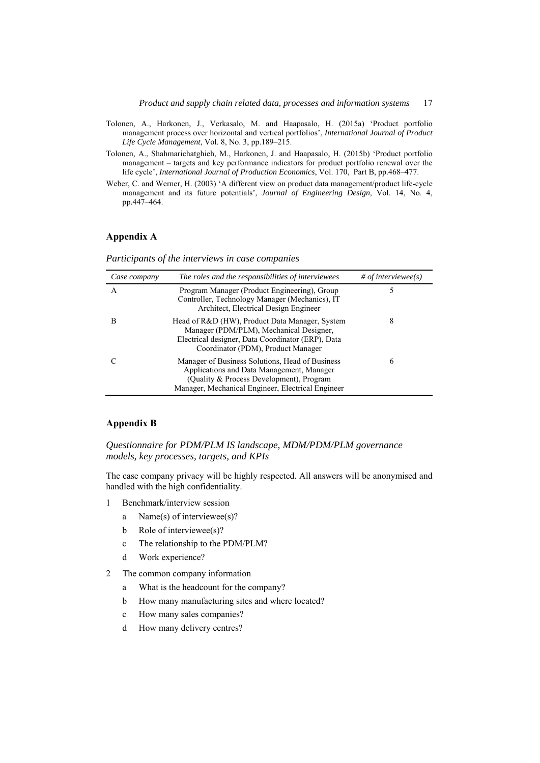Tolonen, A., Harkonen, J., Verkasalo, M. and Haapasalo, H. (2015a) 'Product portfolio management process over horizontal and vertical portfolios', *International Journal of Product Life Cycle Management*, Vol. 8, No. 3, pp.189–215.

Tolonen, A., Shahmarichatghieh, M., Harkonen, J. and Haapasalo, H. (2015b) 'Product portfolio management – targets and key performance indicators for product portfolio renewal over the life cycle', *International Journal of Production Economics*, Vol. 170, Part B, pp.468–477.

Weber, C. and Werner, H. (2003) 'A different view on product data management/product life-cycle management and its future potentials', *Journal of Engineering Design*, Vol. 14, No. 4, pp.447–464.

## Appendix A

*Participants of the interviews in case companies*

| *Case company* | *The roles and the responsibilities of interviewees* | *# of interviewee(s)* |
|---|---|---|
| A | Program Manager (Product Engineering), Group Controller, Technology Manager (Mechanics), IT Architect, Electrical Design Engineer | 5 |
| B | Head of R&D (HW), Product Data Manager, System Manager (PDM/PLM), Mechanical Designer, Electrical designer, Data Coordinator (ERP), Data Coordinator (PDM), Product Manager | 8 |
| C | Manager of Business Solutions, Head of Business Applications and Data Management, Manager (Quality & Process Development), Program Manager, Mechanical Engineer, Electrical Engineer | 6 |

## Appendix B

*Questionnaire for PDM/PLM IS landscape, MDM/PDM/PLM governance models, key processes, targets, and KPIs*

The case company privacy will be highly respected. All answers will be anonymised and handled with the high confidentiality.

1. Benchmark/interview session
   - a. Name(s) of interviewee(s)?
   - b. Role of interviewee(s)?
   - c. The relationship to the PDM/PLM?
   - d. Work experience?
2. The common company information
   - a. What is the headcount for the company?
   - b. How many manufacturing sites and where located?
   - c. How many sales companies?
   - d. How many delivery centres?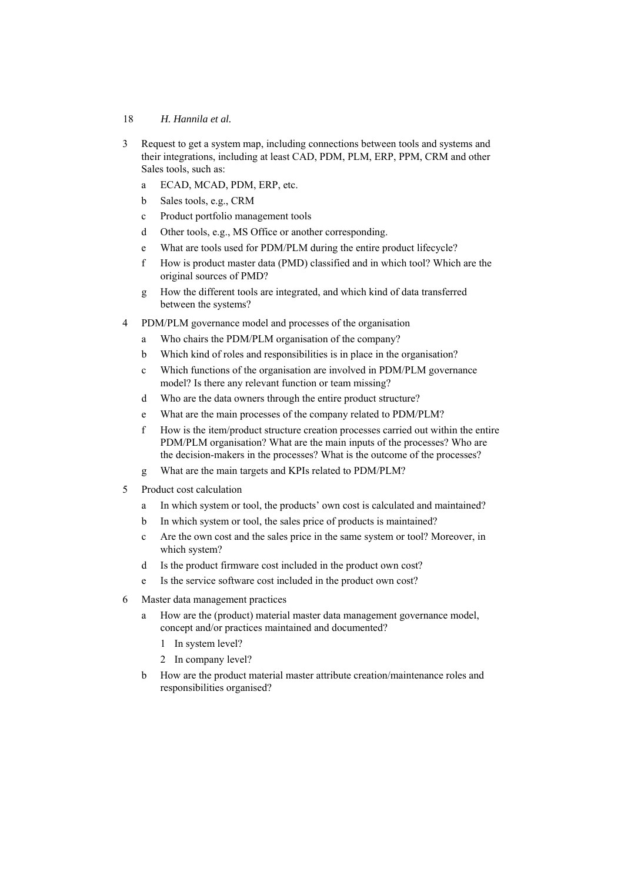3. Request to get a system map, including connections between tools and systems and their integrations, including at least CAD, PDM, PLM, ERP, PPM, CRM and other Sales tools, such as:
   a. ECAD, MCAD, PDM, ERP, etc.
   b. Sales tools, e.g., CRM
   c. Product portfolio management tools
   d. Other tools, e.g., MS Office or another corresponding.
   e. What are tools used for PDM/PLM during the entire product lifecycle?
   f. How is product master data (PMD) classified and in which tool? Which are the original sources of PMD?
   g. How the different tools are integrated, and which kind of data transferred between the systems?
4. PDM/PLM governance model and processes of the organisation
   a. Who chairs the PDM/PLM organisation of the company?
   b. Which kind of roles and responsibilities is in place in the organisation?
   c. Which functions of the organisation are involved in PDM/PLM governance model? Is there any relevant function or team missing?
   d. Who are the data owners through the entire product structure?
   e. What are the main processes of the company related to PDM/PLM?
   f. How is the item/product structure creation processes carried out within the entire PDM/PLM organisation? What are the main inputs of the processes? Who are the decision-makers in the processes? What is the outcome of the processes?
   g. What are the main targets and KPIs related to PDM/PLM?
5. Product cost calculation
   a. In which system or tool, the products' own cost is calculated and maintained?
   b. In which system or tool, the sales price of products is maintained?
   c. Are the own cost and the sales price in the same system or tool? Moreover, in which system?
   d. Is the product firmware cost included in the product own cost?
   e. Is the service software cost included in the product own cost?
6. Master data management practices
   a. How are the (product) material master data management governance model, concept and/or practices maintained and documented?
      1. In system level?
      2. In company level?
   b. How are the product material master attribute creation/maintenance roles and responsibilities organised?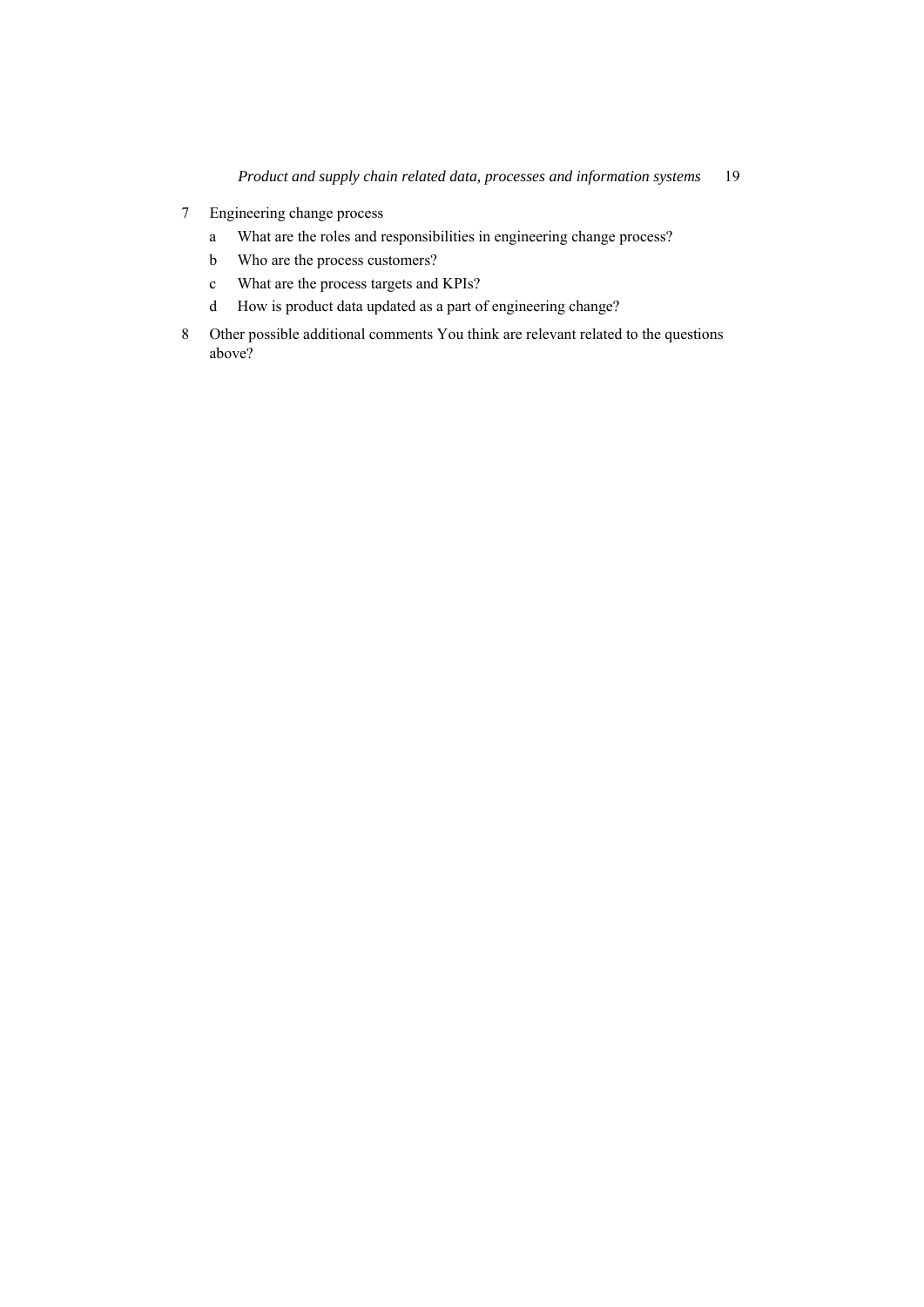7 Engineering change process

   a What are the roles and responsibilities in engineering change process?

   b Who are the process customers?

   c What are the process targets and KPIs?

   d How is product data updated as a part of engineering change?

8 Other possible additional comments You think are relevant related to the questions above?